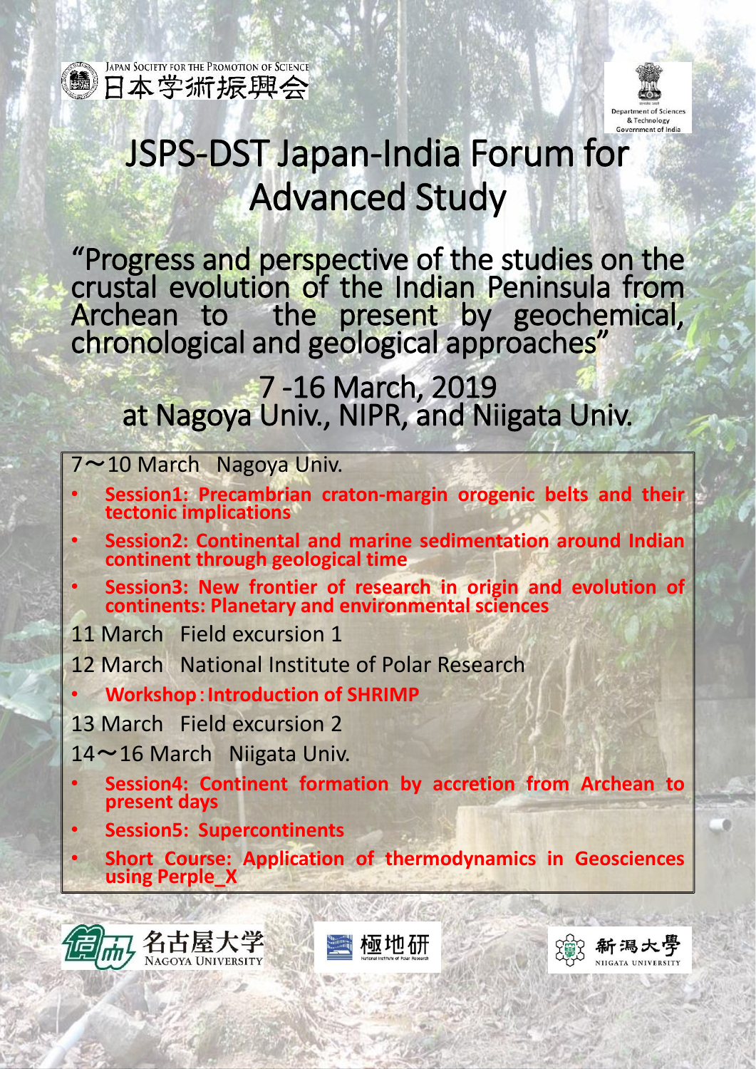JAPAN SOCIETY FOR THE PROMOTION OF SCIENCE
日本学術振興会

Department of Sciences & Technology
Government of India

# JSPS-DST Japan-India Forum for Advanced Study

## "Progress and perspective of the studies on the crustal evolution of the Indian Peninsula from Archean to the present by geochemical, chronological and geological approaches"

## 7 -16 March, 2019
## at Nagoya Univ., NIPR, and Niigata Univ.

7～10 March　Nagoya Univ.

- **Session1: Precambrian craton-margin orogenic belts and their tectonic implications**
- **Session2: Continental and marine sedimentation around Indian continent through geological time**
- **Session3: New frontier of research in origin and evolution of continents: Planetary and environmental sciences**

11 March　Field excursion 1

12 March　National Institute of Polar Research

- **Workshop：Introduction of SHRIMP**

13 March　Field excursion 2

14～16 March　Niigata Univ.

- **Session4: Continent formation by accretion from Archean to present days**
- **Session5: Supercontinents**
- **Short Course: Application of thermodynamics in Geosciences using Perple_X**

名古屋大学 NAGOYA UNIVERSITY　　極地研 National Institute of Polar Research　　新潟大學 NIIGATA UNIVERSITY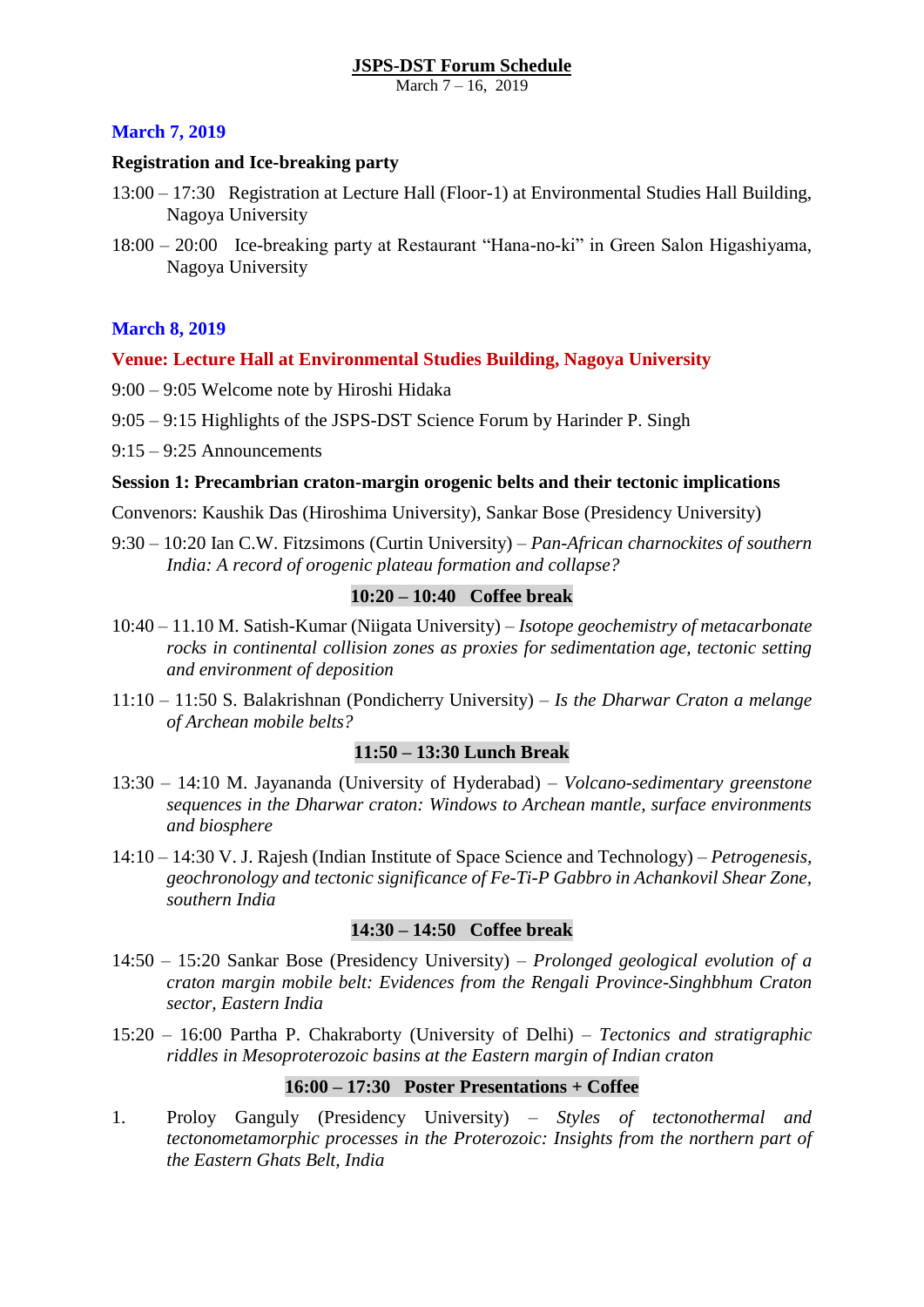# JSPS-DST Forum Schedule

March 7 – 16, 2019

## March 7, 2019

### Registration and Ice-breaking party

13:00 – 17:30 Registration at Lecture Hall (Floor-1) at Environmental Studies Hall Building, Nagoya University

18:00 – 20:00 Ice-breaking party at Restaurant "Hana-no-ki" in Green Salon Higashiyama, Nagoya University

## March 8, 2019

### Venue: Lecture Hall at Environmental Studies Building, Nagoya University

9:00 – 9:05 Welcome note by Hiroshi Hidaka

9:05 – 9:15 Highlights of the JSPS-DST Science Forum by Harinder P. Singh

9:15 – 9:25 Announcements

### Session 1: Precambrian craton-margin orogenic belts and their tectonic implications

Convenors: Kaushik Das (Hiroshima University), Sankar Bose (Presidency University)

9:30 – 10:20 Ian C.W. Fitzsimons (Curtin University) – *Pan-African charnockites of southern India: A record of orogenic plateau formation and collapse?*

**10:20 – 10:40 Coffee break**

10:40 – 11.10 M. Satish-Kumar (Niigata University) – *Isotope geochemistry of metacarbonate rocks in continental collision zones as proxies for sedimentation age, tectonic setting and environment of deposition*

11:10 – 11:50 S. Balakrishnan (Pondicherry University) – *Is the Dharwar Craton a melange of Archean mobile belts?*

**11:50 – 13:30 Lunch Break**

13:30 – 14:10 M. Jayananda (University of Hyderabad) – *Volcano-sedimentary greenstone sequences in the Dharwar craton: Windows to Archean mantle, surface environments and biosphere*

14:10 – 14:30 V. J. Rajesh (Indian Institute of Space Science and Technology) – *Petrogenesis, geochronology and tectonic significance of Fe-Ti-P Gabbro in Achankovil Shear Zone, southern India*

**14:30 – 14:50 Coffee break**

14:50 – 15:20 Sankar Bose (Presidency University) – *Prolonged geological evolution of a craton margin mobile belt: Evidences from the Rengali Province-Singhbhum Craton sector, Eastern India*

15:20 – 16:00 Partha P. Chakraborty (University of Delhi) – *Tectonics and stratigraphic riddles in Mesoproterozoic basins at the Eastern margin of Indian craton*

**16:00 – 17:30 Poster Presentations + Coffee**

1. Proloy Ganguly (Presidency University) – *Styles of tectonothermal and tectonometamorphic processes in the Proterozoic: Insights from the northern part of the Eastern Ghats Belt, India*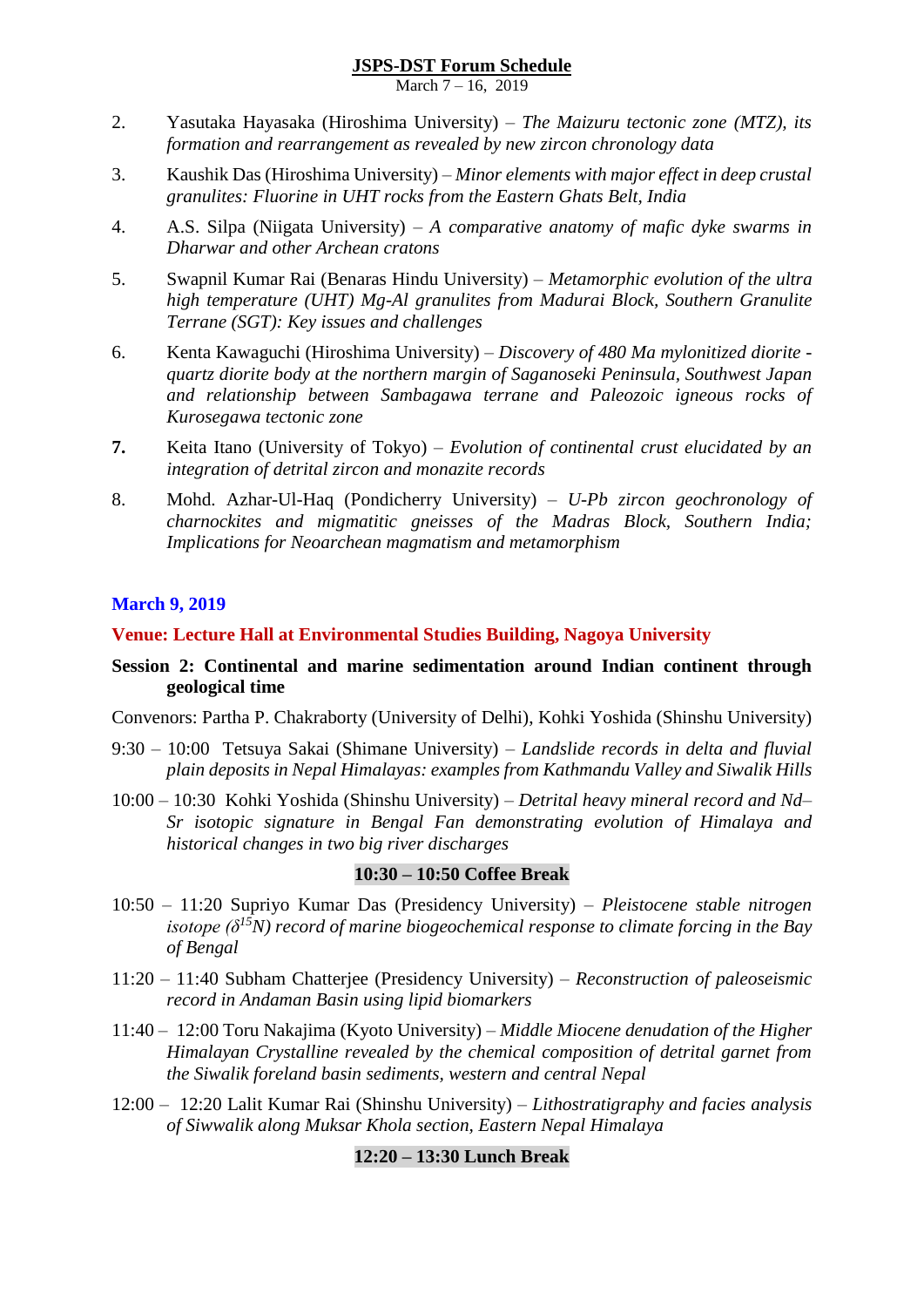2. Yasutaka Hayasaka (Hiroshima University) – *The Maizuru tectonic zone (MTZ), its formation and rearrangement as revealed by new zircon chronology data*

3. Kaushik Das (Hiroshima University) – *Minor elements with major effect in deep crustal granulites: Fluorine in UHT rocks from the Eastern Ghats Belt, India*

4. A.S. Silpa (Niigata University) – *A comparative anatomy of mafic dyke swarms in Dharwar and other Archean cratons*

5. Swapnil Kumar Rai (Benaras Hindu University) – *Metamorphic evolution of the ultra high temperature (UHT) Mg-Al granulites from Madurai Block, Southern Granulite Terrane (SGT): Key issues and challenges*

6. Kenta Kawaguchi (Hiroshima University) – *Discovery of 480 Ma mylonitized diorite - quartz diorite body at the northern margin of Saganoseki Peninsula, Southwest Japan and relationship between Sambagawa terrane and Paleozoic igneous rocks of Kurosegawa tectonic zone*

**7.** Keita Itano (University of Tokyo) – *Evolution of continental crust elucidated by an integration of detrital zircon and monazite records*

8. Mohd. Azhar-Ul-Haq (Pondicherry University) – *U-Pb zircon geochronology of charnockites and migmatitic gneisses of the Madras Block, Southern India; Implications for Neoarchean magmatism and metamorphism*

**March 9, 2019**

**Venue: Lecture Hall at Environmental Studies Building, Nagoya University**

**Session 2: Continental and marine sedimentation around Indian continent through geological time**

Convenors: Partha P. Chakraborty (University of Delhi), Kohki Yoshida (Shinshu University)

9:30 – 10:00 Tetsuya Sakai (Shimane University) – *Landslide records in delta and fluvial plain deposits in Nepal Himalayas: examples from Kathmandu Valley and Siwalik Hills*

10:00 – 10:30 Kohki Yoshida (Shinshu University) – *Detrital heavy mineral record and Nd–Sr isotopic signature in Bengal Fan demonstrating evolution of Himalaya and historical changes in two big river discharges*

**10:30 – 10:50 Coffee Break**

10:50 – 11:20 Supriyo Kumar Das (Presidency University) – *Pleistocene stable nitrogen isotope ($\delta^{15}N$) record of marine biogeochemical response to climate forcing in the Bay of Bengal*

11:20 – 11:40 Subham Chatterjee (Presidency University) – *Reconstruction of paleoseismic record in Andaman Basin using lipid biomarkers*

11:40 – 12:00 Toru Nakajima (Kyoto University) – *Middle Miocene denudation of the Higher Himalayan Crystalline revealed by the chemical composition of detrital garnet from the Siwalik foreland basin sediments, western and central Nepal*

12:00 – 12:20 Lalit Kumar Rai (Shinshu University) – *Lithostratigraphy and facies analysis of Siwwalik along Muksar Khola section, Eastern Nepal Himalaya*

**12:20 – 13:30 Lunch Break**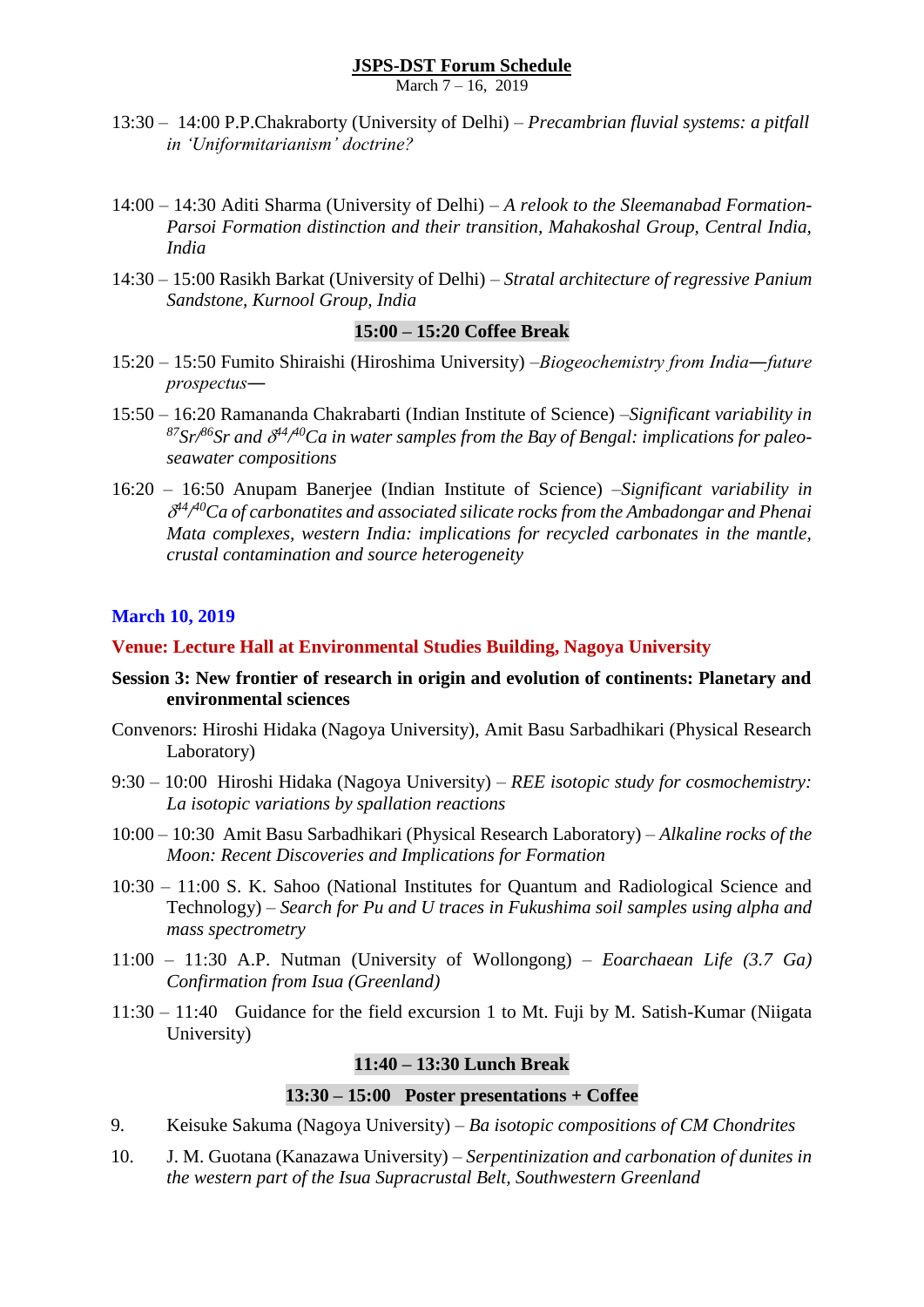**JSPS-DST Forum Schedule**

March 7 – 16, 2019

13:30 – 14:00 P.P.Chakraborty (University of Delhi) – *Precambrian fluvial systems: a pitfall in 'Uniformitarianism' doctrine?*

14:00 – 14:30 Aditi Sharma (University of Delhi) – *A relook to the Sleemanabad Formation-Parsoi Formation distinction and their transition, Mahakoshal Group, Central India, India*

14:30 – 15:00 Rasikh Barkat (University of Delhi) – *Stratal architecture of regressive Panium Sandstone, Kurnool Group, India*

**15:00 – 15:20 Coffee Break**

15:20 – 15:50 Fumito Shiraishi (Hiroshima University) –*Biogeochemistry from India—future prospectus—*

15:50 – 16:20 Ramananda Chakrabarti (Indian Institute of Science) –*Significant variability in $^{87}Sr/^{86}Sr$ and $\delta^{44/40}Ca$ in water samples from the Bay of Bengal: implications for paleo-seawater compositions*

16:20 – 16:50 Anupam Banerjee (Indian Institute of Science) –*Significant variability in $\delta^{44/40}Ca$ of carbonatites and associated silicate rocks from the Ambadongar and Phenai Mata complexes, western India: implications for recycled carbonates in the mantle, crustal contamination and source heterogeneity*

**March 10, 2019**

**Venue: Lecture Hall at Environmental Studies Building, Nagoya University**

**Session 3: New frontier of research in origin and evolution of continents: Planetary and environmental sciences**

Convenors: Hiroshi Hidaka (Nagoya University), Amit Basu Sarbadhikari (Physical Research Laboratory)

9:30 – 10:00 Hiroshi Hidaka (Nagoya University) – *REE isotopic study for cosmochemistry: La isotopic variations by spallation reactions*

10:00 – 10:30 Amit Basu Sarbadhikari (Physical Research Laboratory) – *Alkaline rocks of the Moon: Recent Discoveries and Implications for Formation*

10:30 – 11:00 S. K. Sahoo (National Institutes for Quantum and Radiological Science and Technology) – *Search for Pu and U traces in Fukushima soil samples using alpha and mass spectrometry*

11:00 – 11:30 A.P. Nutman (University of Wollongong) – *Eoarchaean Life (3.7 Ga) Confirmation from Isua (Greenland)*

11:30 – 11:40 Guidance for the field excursion 1 to Mt. Fuji by M. Satish-Kumar (Niigata University)

**11:40 – 13:30 Lunch Break**

**13:30 – 15:00 Poster presentations + Coffee**

9. Keisuke Sakuma (Nagoya University) – *Ba isotopic compositions of CM Chondrites*
10. J. M. Guotana (Kanazawa University) – *Serpentinization and carbonation of dunites in the western part of the Isua Supracrustal Belt, Southwestern Greenland*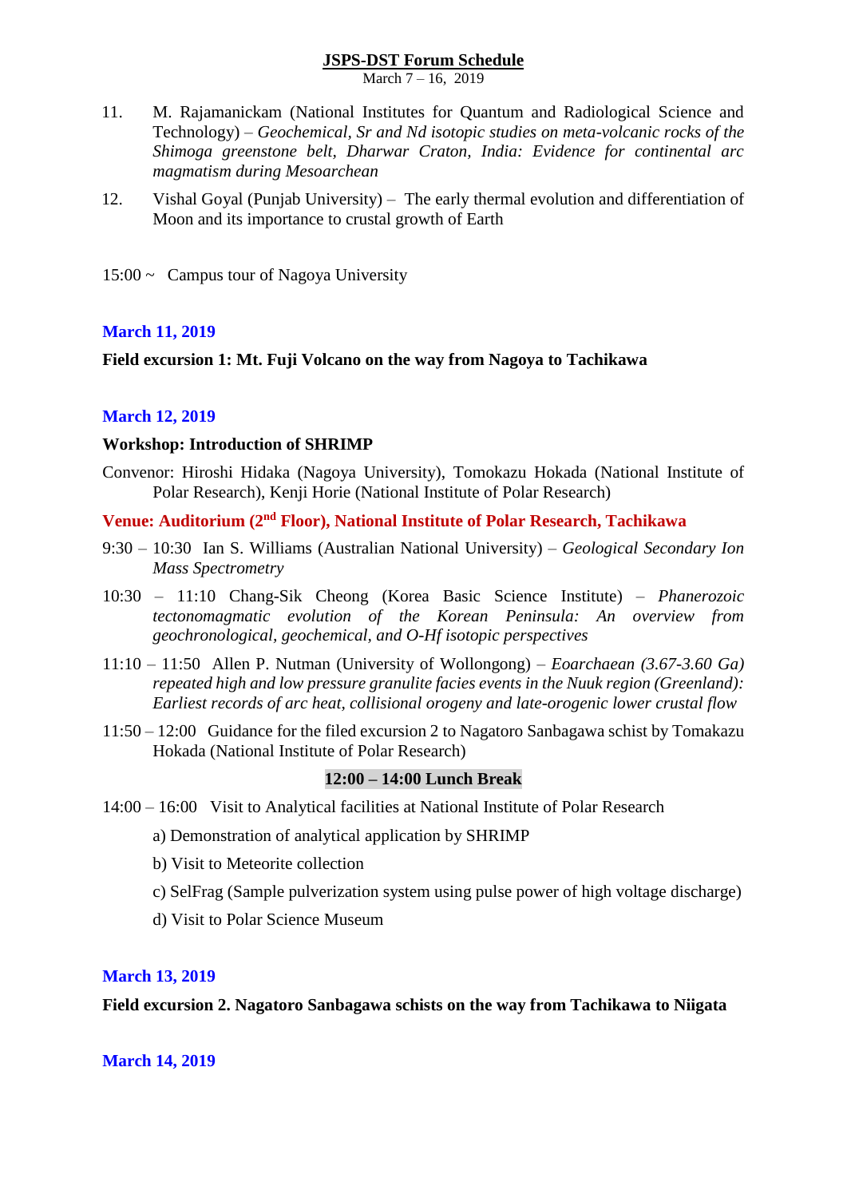11. M. Rajamanickam (National Institutes for Quantum and Radiological Science and Technology) – *Geochemical, Sr and Nd isotopic studies on meta-volcanic rocks of the Shimoga greenstone belt, Dharwar Craton, India: Evidence for continental arc magmatism during Mesoarchean*

12. Vishal Goyal (Punjab University) – The early thermal evolution and differentiation of Moon and its importance to crustal growth of Earth

15:00 ~ Campus tour of Nagoya University

### March 11, 2019

**Field excursion 1: Mt. Fuji Volcano on the way from Nagoya to Tachikawa**

### March 12, 2019

**Workshop: Introduction of SHRIMP**

Convenor: Hiroshi Hidaka (Nagoya University), Tomokazu Hokada (National Institute of Polar Research), Kenji Horie (National Institute of Polar Research)

**Venue: Auditorium (2nd Floor), National Institute of Polar Research, Tachikawa**

9:30 – 10:30 Ian S. Williams (Australian National University) – *Geological Secondary Ion Mass Spectrometry*

10:30 – 11:10 Chang-Sik Cheong (Korea Basic Science Institute) – *Phanerozoic tectonomagmatic evolution of the Korean Peninsula: An overview from geochronological, geochemical, and O-Hf isotopic perspectives*

11:10 – 11:50 Allen P. Nutman (University of Wollongong) – *Eoarchaean (3.67-3.60 Ga) repeated high and low pressure granulite facies events in the Nuuk region (Greenland): Earliest records of arc heat, collisional orogeny and late-orogenic lower crustal flow*

11:50 – 12:00 Guidance for the filed excursion 2 to Nagatoro Sanbagawa schist by Tomakazu Hokada (National Institute of Polar Research)

**12:00 – 14:00 Lunch Break**

14:00 – 16:00 Visit to Analytical facilities at National Institute of Polar Research

a) Demonstration of analytical application by SHRIMP

b) Visit to Meteorite collection

c) SelFrag (Sample pulverization system using pulse power of high voltage discharge)

d) Visit to Polar Science Museum

### March 13, 2019

**Field excursion 2. Nagatoro Sanbagawa schists on the way from Tachikawa to Niigata**

### March 14, 2019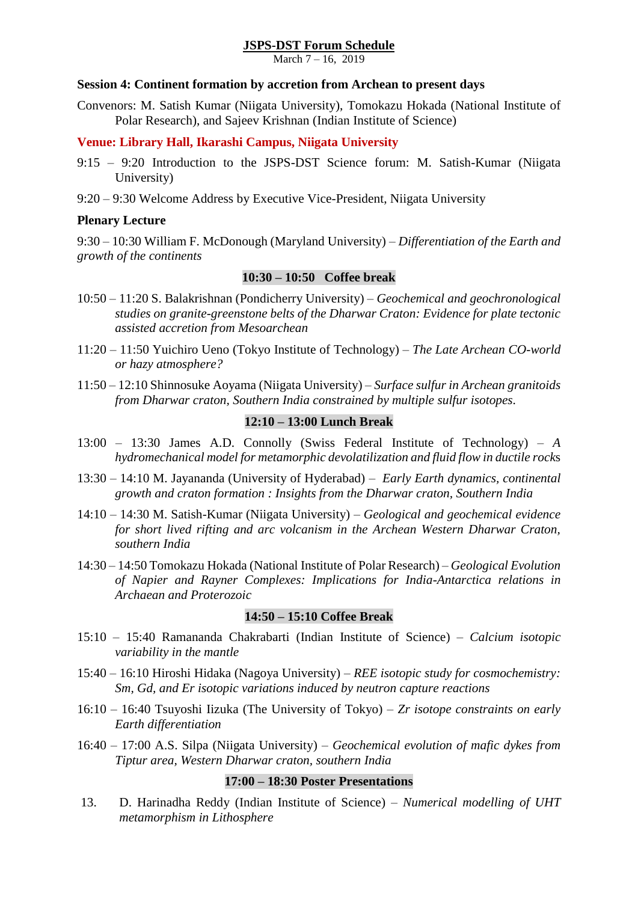**JSPS-DST Forum Schedule**

March 7 – 16, 2019

**Session 4: Continent formation by accretion from Archean to present days**

Convenors: M. Satish Kumar (Niigata University), Tomokazu Hokada (National Institute of Polar Research), and Sajeev Krishnan (Indian Institute of Science)

**Venue: Library Hall, Ikarashi Campus, Niigata University**

9:15 – 9:20 Introduction to the JSPS-DST Science forum: M. Satish-Kumar (Niigata University)

9:20 – 9:30 Welcome Address by Executive Vice-President, Niigata University

**Plenary Lecture**

9:30 – 10:30 William F. McDonough (Maryland University) – *Differentiation of the Earth and growth of the continents*

**10:30 – 10:50 Coffee break**

10:50 – 11:20 S. Balakrishnan (Pondicherry University) – *Geochemical and geochronological studies on granite-greenstone belts of the Dharwar Craton: Evidence for plate tectonic assisted accretion from Mesoarchean*

11:20 – 11:50 Yuichiro Ueno (Tokyo Institute of Technology) – *The Late Archean CO-world or hazy atmosphere?*

11:50 – 12:10 Shinnosuke Aoyama (Niigata University) – *Surface sulfur in Archean granitoids from Dharwar craton, Southern India constrained by multiple sulfur isotopes.*

**12:10 – 13:00 Lunch Break**

13:00 – 13:30 James A.D. Connolly (Swiss Federal Institute of Technology) – *A hydromechanical model for metamorphic devolatilization and fluid flow in ductile rocks*

13:30 – 14:10 M. Jayananda (University of Hyderabad) – *Early Earth dynamics, continental growth and craton formation : Insights from the Dharwar craton, Southern India*

14:10 – 14:30 M. Satish-Kumar (Niigata University) – *Geological and geochemical evidence for short lived rifting and arc volcanism in the Archean Western Dharwar Craton, southern India*

14:30 – 14:50 Tomokazu Hokada (National Institute of Polar Research) – *Geological Evolution of Napier and Rayner Complexes: Implications for India-Antarctica relations in Archaean and Proterozoic*

**14:50 – 15:10 Coffee Break**

15:10 – 15:40 Ramananda Chakrabarti (Indian Institute of Science) – *Calcium isotopic variability in the mantle*

15:40 – 16:10 Hiroshi Hidaka (Nagoya University) – *REE isotopic study for cosmochemistry: Sm, Gd, and Er isotopic variations induced by neutron capture reactions*

16:10 – 16:40 Tsuyoshi Iizuka (The University of Tokyo) – *Zr isotope constraints on early Earth differentiation*

16:40 – 17:00 A.S. Silpa (Niigata University) – *Geochemical evolution of mafic dykes from Tiptur area, Western Dharwar craton, southern India*

**17:00 – 18:30 Poster Presentations**

13. D. Harinadha Reddy (Indian Institute of Science) – *Numerical modelling of UHT metamorphism in Lithosphere*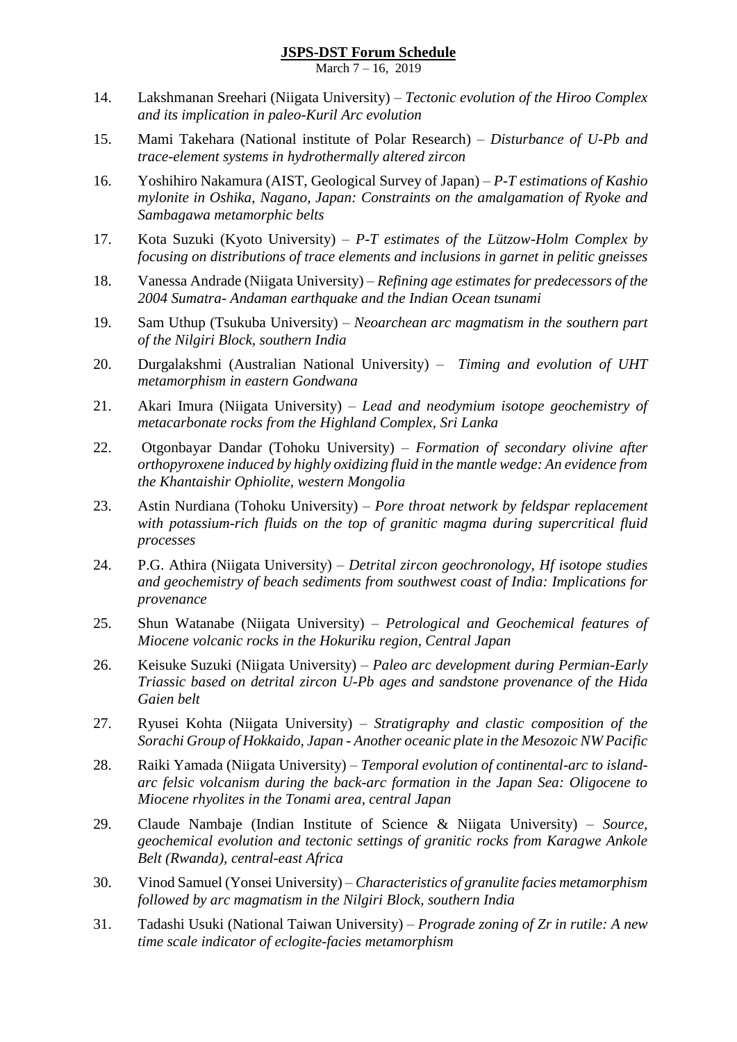14. Lakshmanan Sreehari (Niigata University) – *Tectonic evolution of the Hiroo Complex and its implication in paleo-Kuril Arc evolution*
15. Mami Takehara (National institute of Polar Research) – *Disturbance of U-Pb and trace-element systems in hydrothermally altered zircon*
16. Yoshihiro Nakamura (AIST, Geological Survey of Japan) – *P-T estimations of Kashio mylonite in Oshika, Nagano, Japan: Constraints on the amalgamation of Ryoke and Sambagawa metamorphic belts*
17. Kota Suzuki (Kyoto University) – *P-T estimates of the Lützow-Holm Complex by focusing on distributions of trace elements and inclusions in garnet in pelitic gneisses*
18. Vanessa Andrade (Niigata University) – *Refining age estimates for predecessors of the 2004 Sumatra- Andaman earthquake and the Indian Ocean tsunami*
19. Sam Uthup (Tsukuba University) – *Neoarchean arc magmatism in the southern part of the Nilgiri Block, southern India*
20. Durgalakshmi (Australian National University) – *Timing and evolution of UHT metamorphism in eastern Gondwana*
21. Akari Imura (Niigata University) – *Lead and neodymium isotope geochemistry of metacarbonate rocks from the Highland Complex, Sri Lanka*
22. Otgonbayar Dandar (Tohoku University) – *Formation of secondary olivine after orthopyroxene induced by highly oxidizing fluid in the mantle wedge: An evidence from the Khantaishir Ophiolite, western Mongolia*
23. Astin Nurdiana (Tohoku University) – *Pore throat network by feldspar replacement with potassium-rich fluids on the top of granitic magma during supercritical fluid processes*
24. P.G. Athira (Niigata University) – *Detrital zircon geochronology, Hf isotope studies and geochemistry of beach sediments from southwest coast of India: Implications for provenance*
25. Shun Watanabe (Niigata University) – *Petrological and Geochemical features of Miocene volcanic rocks in the Hokuriku region, Central Japan*
26. Keisuke Suzuki (Niigata University) – *Paleo arc development during Permian-Early Triassic based on detrital zircon U-Pb ages and sandstone provenance of the Hida Gaien belt*
27. Ryusei Kohta (Niigata University) – *Stratigraphy and clastic composition of the Sorachi Group of Hokkaido, Japan - Another oceanic plate in the Mesozoic NW Pacific*
28. Raiki Yamada (Niigata University) – *Temporal evolution of continental-arc to island-arc felsic volcanism during the back-arc formation in the Japan Sea: Oligocene to Miocene rhyolites in the Tonami area, central Japan*
29. Claude Nambaje (Indian Institute of Science & Niigata University) – *Source, geochemical evolution and tectonic settings of granitic rocks from Karagwe Ankole Belt (Rwanda), central-east Africa*
30. Vinod Samuel (Yonsei University) – *Characteristics of granulite facies metamorphism followed by arc magmatism in the Nilgiri Block, southern India*
31. Tadashi Usuki (National Taiwan University) – *Prograde zoning of Zr in rutile: A new time scale indicator of eclogite-facies metamorphism*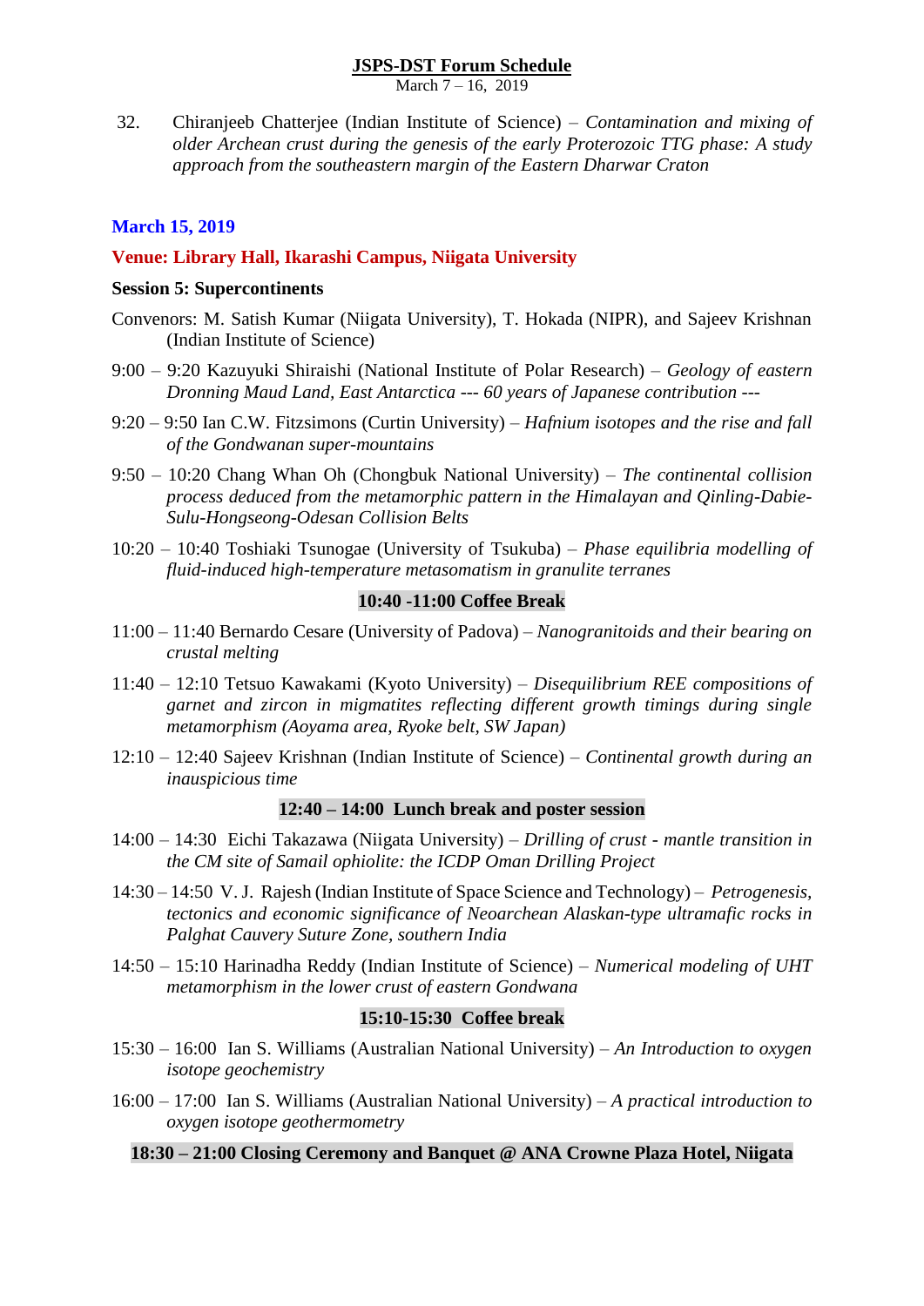## JSPS-DST Forum Schedule

March 7 – 16, 2019

32. Chiranjeeb Chatterjee (Indian Institute of Science) – *Contamination and mixing of older Archean crust during the genesis of the early Proterozoic TTG phase: A study approach from the southeastern margin of the Eastern Dharwar Craton*

**March 15, 2019**

**Venue: Library Hall, Ikarashi Campus, Niigata University**

**Session 5: Supercontinents**

Convenors: M. Satish Kumar (Niigata University), T. Hokada (NIPR), and Sajeev Krishnan (Indian Institute of Science)

9:00 – 9:20 Kazuyuki Shiraishi (National Institute of Polar Research) – *Geology of eastern Dronning Maud Land, East Antarctica --- 60 years of Japanese contribution ---*

9:20 – 9:50 Ian C.W. Fitzsimons (Curtin University) – *Hafnium isotopes and the rise and fall of the Gondwanan super-mountains*

9:50 – 10:20 Chang Whan Oh (Chongbuk National University) – *The continental collision process deduced from the metamorphic pattern in the Himalayan and Qinling-Dabie-Sulu-Hongseong-Odesan Collision Belts*

10:20 – 10:40 Toshiaki Tsunogae (University of Tsukuba) – *Phase equilibria modelling of fluid-induced high-temperature metasomatism in granulite terranes*

**10:40 -11:00 Coffee Break**

11:00 – 11:40 Bernardo Cesare (University of Padova) – *Nanogranitoids and their bearing on crustal melting*

11:40 – 12:10 Tetsuo Kawakami (Kyoto University) – *Disequilibrium REE compositions of garnet and zircon in migmatites reflecting different growth timings during single metamorphism (Aoyama area, Ryoke belt, SW Japan)*

12:10 – 12:40 Sajeev Krishnan (Indian Institute of Science) – *Continental growth during an inauspicious time*

**12:40 – 14:00 Lunch break and poster session**

14:00 – 14:30 Eichi Takazawa (Niigata University) – *Drilling of crust - mantle transition in the CM site of Samail ophiolite: the ICDP Oman Drilling Project*

14:30 – 14:50 V. J. Rajesh (Indian Institute of Space Science and Technology) – *Petrogenesis, tectonics and economic significance of Neoarchean Alaskan-type ultramafic rocks in Palghat Cauvery Suture Zone, southern India*

14:50 – 15:10 Harinadha Reddy (Indian Institute of Science) – *Numerical modeling of UHT metamorphism in the lower crust of eastern Gondwana*

**15:10-15:30 Coffee break**

15:30 – 16:00 Ian S. Williams (Australian National University) – *An Introduction to oxygen isotope geochemistry*

16:00 – 17:00 Ian S. Williams (Australian National University) – *A practical introduction to oxygen isotope geothermometry*

**18:30 – 21:00 Closing Ceremony and Banquet @ ANA Crowne Plaza Hotel, Niigata**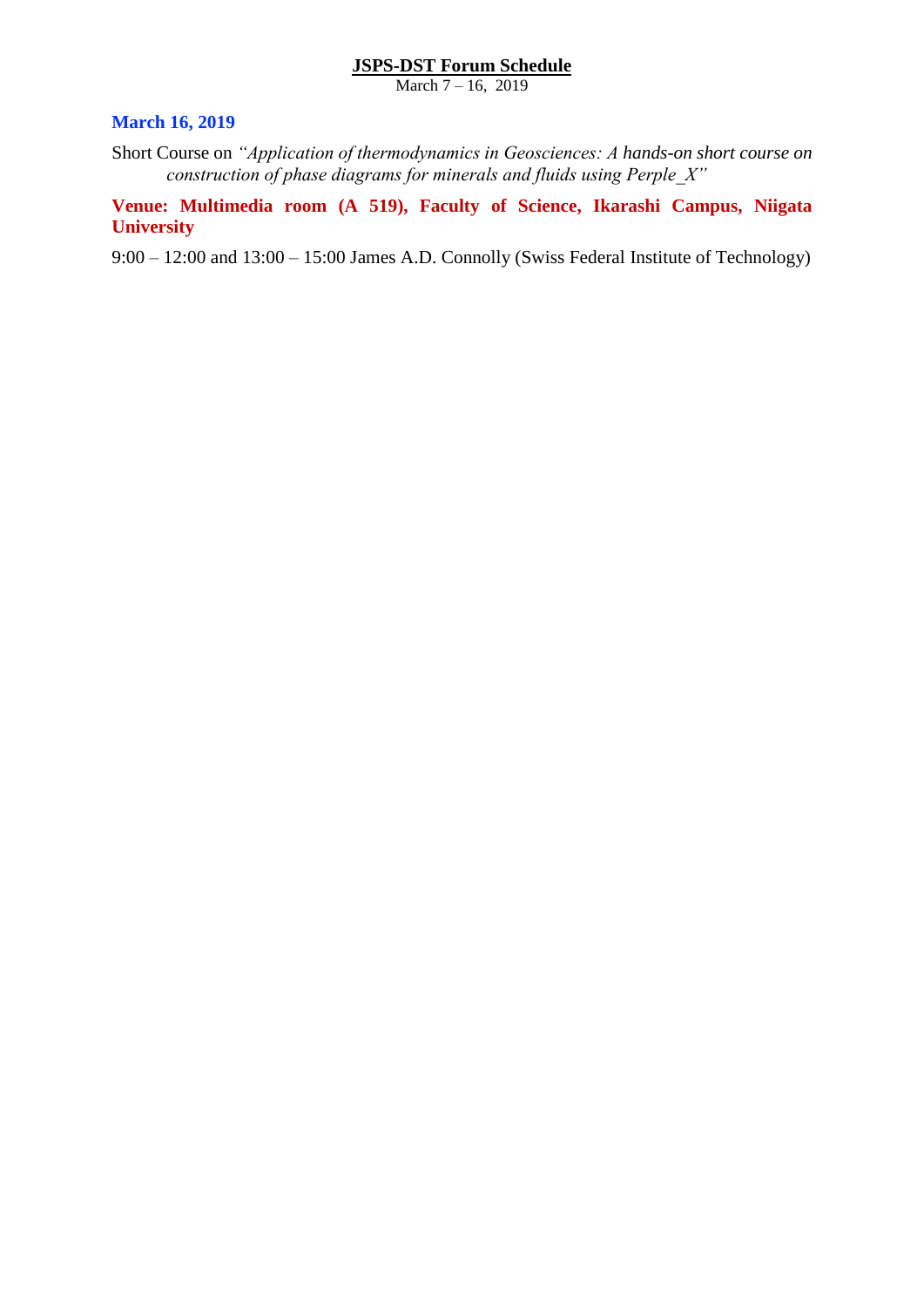**JSPS-DST Forum Schedule**

March 7 – 16, 2019

### March 16, 2019

Short Course on *"Application of thermodynamics in Geosciences: A hands-on short course on construction of phase diagrams for minerals and fluids using Perple_X"*

**Venue: Multimedia room (A 519), Faculty of Science, Ikarashi Campus, Niigata University**

9:00 – 12:00 and 13:00 – 15:00 James A.D. Connolly (Swiss Federal Institute of Technology)